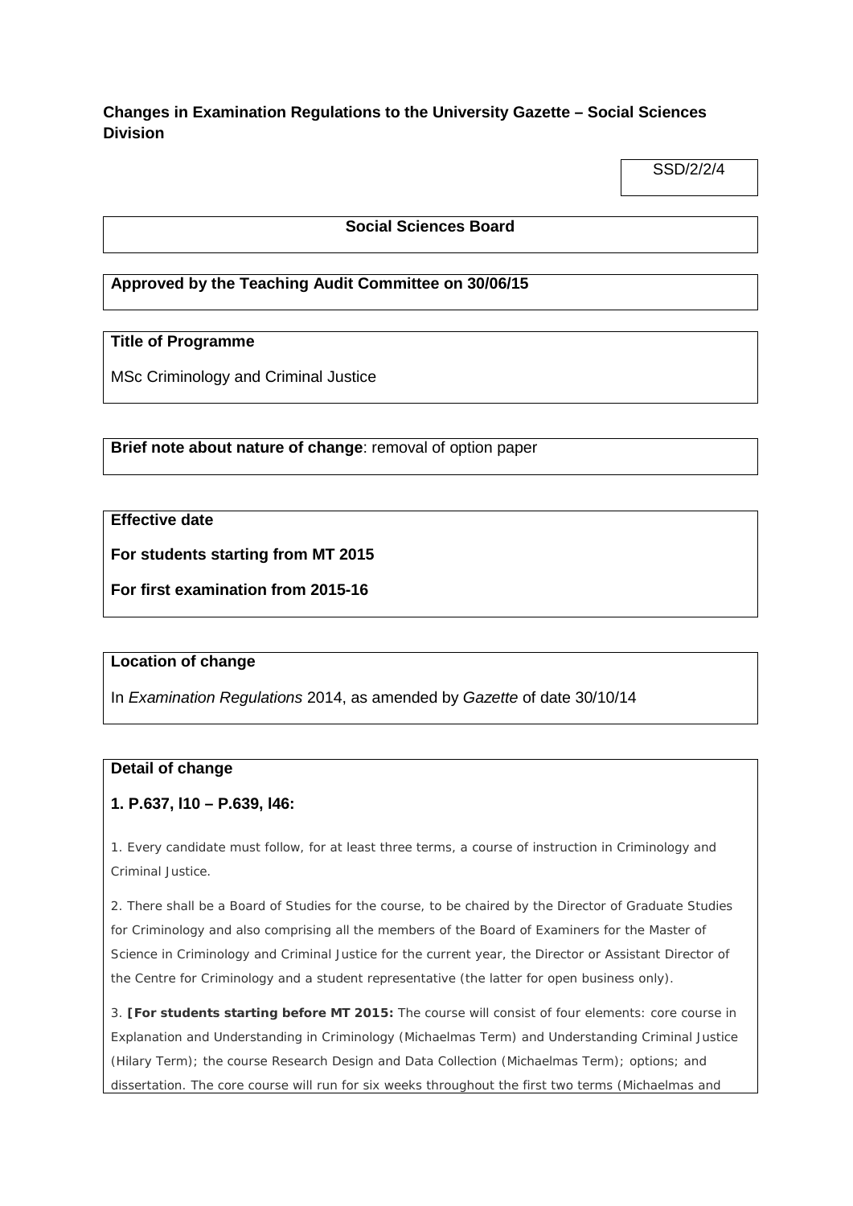**Changes in Examination Regulations to the University Gazette – Social Sciences Division**

SSD/2/2/4

**Social Sciences Board**

**Approved by the Teaching Audit Committee on 30/06/15**

**Title of Programme**

MSc Criminology and Criminal Justice

**Brief note about nature of change**: removal of option paper

**Effective date**

**For students starting from MT 2015**

**For first examination from 2015-16**

**Location of change**

In *Examination Regulations* 2014, as amended by *Gazette* of date 30/10/14

**Detail of change**

**1. P.637, l10 – P.639, l46:**

1. Every candidate must follow, for at least three terms, a course of instruction in Criminology and Criminal Justice.

2. There shall be a Board of Studies for the course, to be chaired by the Director of Graduate Studies for Criminology and also comprising all the members of the Board of Examiners for the Master of Science in Criminology and Criminal Justice for the current year, the Director or Assistant Director of the Centre for Criminology and a student representative (the latter for open business only).

3. **[For students starting before MT 2015:** The course will consist of four elements: core course in Explanation and Understanding in Criminology (Michaelmas Term) and Understanding Criminal Justice (Hilary Term); the course Research Design and Data Collection (Michaelmas Term); options; and dissertation. The core course will run for six weeks throughout the first two terms (Michaelmas and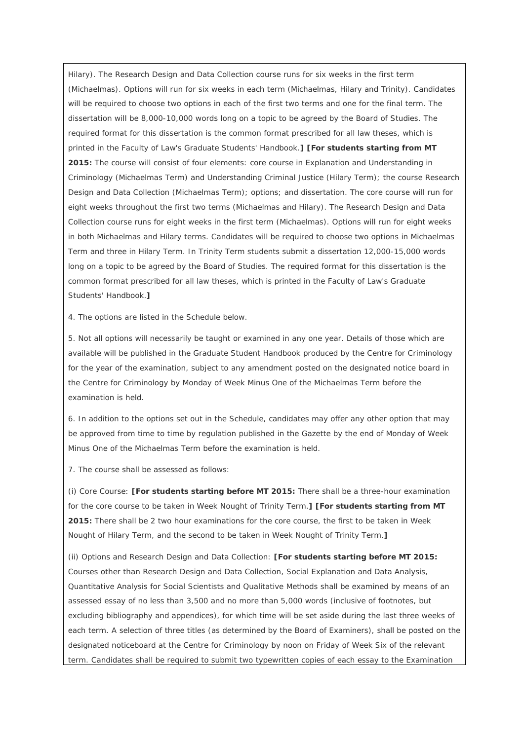Hilary). The Research Design and Data Collection course runs for six weeks in the first term (Michaelmas). Options will run for six weeks in each term (Michaelmas, Hilary and Trinity). Candidates will be required to choose two options in each of the first two terms and one for the final term. The dissertation will be 8,000-10,000 words long on a topic to be agreed by the Board of Studies. The required format for this dissertation is the common format prescribed for all law theses, which is printed in the Faculty of Law's Graduate Students' Handbook.**] [For students starting from MT 2015:** The course will consist of four elements: core course in Explanation and Understanding in Criminology (Michaelmas Term) and Understanding Criminal Justice (Hilary Term); the course Research Design and Data Collection (Michaelmas Term); options; and dissertation. The core course will run for eight weeks throughout the first two terms (Michaelmas and Hilary). The Research Design and Data Collection course runs for eight weeks in the first term (Michaelmas). Options will run for eight weeks in both Michaelmas and Hilary terms. Candidates will be required to choose two options in Michaelmas Term and three in Hilary Term. In Trinity Term students submit a dissertation 12,000-15,000 words long on a topic to be agreed by the Board of Studies. The required format for this dissertation is the common format prescribed for all law theses, which is printed in the Faculty of Law's Graduate Students' Handbook.**]**

4. The options are listed in the Schedule below.

5. Not all options will necessarily be taught or examined in any one year. Details of those which are available will be published in the Graduate Student Handbook produced by the Centre for Criminology for the year of the examination, subject to any amendment posted on the designated notice board in the Centre for Criminology by Monday of Week Minus One of the Michaelmas Term before the examination is held.

6. In addition to the options set out in the Schedule, candidates may offer any other option that may be approved from time to time by regulation published in the Gazette by the end of Monday of Week Minus One of the Michaelmas Term before the examination is held.

7. The course shall be assessed as follows:

(i) Core Course: **[For students starting before MT 2015:** There shall be a three-hour examination for the core course to be taken in Week Nought of Trinity Term.**] [For students starting from MT 2015:** There shall be 2 two hour examinations for the core course, the first to be taken in Week Nought of Hilary Term, and the second to be taken in Week Nought of Trinity Term.**]**

(ii) Options and Research Design and Data Collection: **[For students starting before MT 2015:** Courses other than Research Design and Data Collection, Social Explanation and Data Analysis, Quantitative Analysis for Social Scientists and Qualitative Methods shall be examined by means of an assessed essay of no less than 3,500 and no more than 5,000 words (inclusive of footnotes, but excluding bibliography and appendices), for which time will be set aside during the last three weeks of each term. A selection of three titles (as determined by the Board of Examiners), shall be posted on the designated noticeboard at the Centre for Criminology by noon on Friday of Week Six of the relevant term. Candidates shall be required to submit two typewritten copies of each essay to the Examination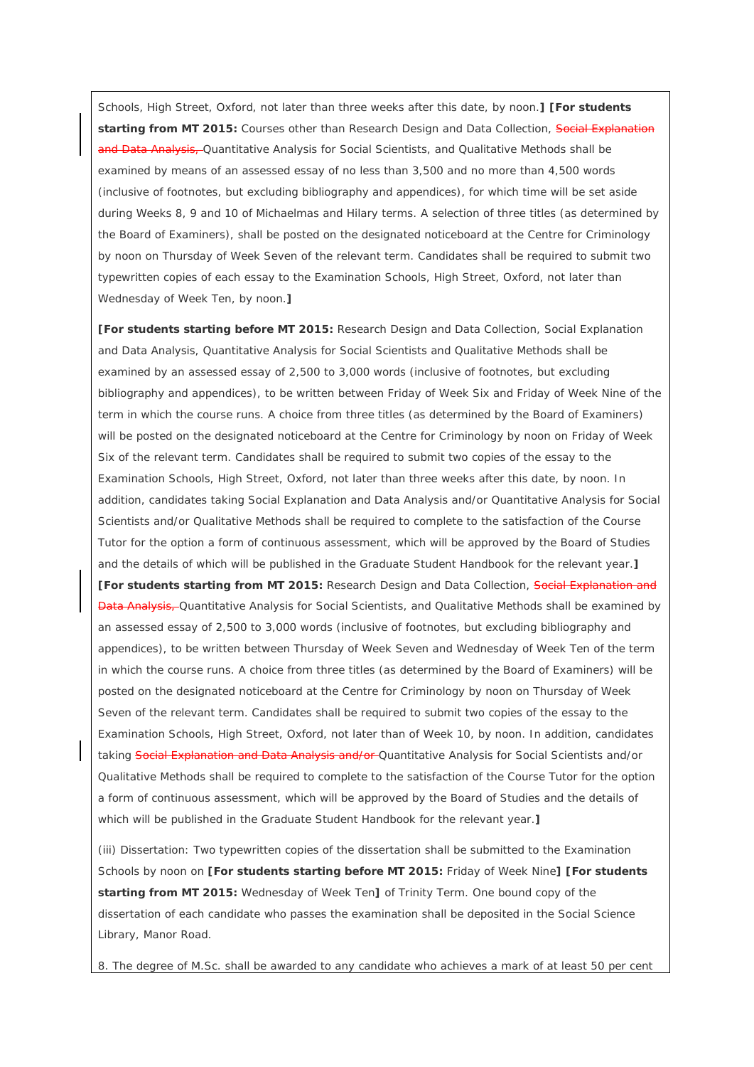Schools, High Street, Oxford, not later than three weeks after this date, by noon.**]** **[For students starting from MT 2015:** Courses other than Research Design and Data Collection, ~~Social Explanation and Data Analysis,~~ Quantitative Analysis for Social Scientists, and Qualitative Methods shall be examined by means of an assessed essay of no less than 3,500 and no more than 4,500 words (inclusive of footnotes, but excluding bibliography and appendices), for which time will be set aside during Weeks 8, 9 and 10 of Michaelmas and Hilary terms. A selection of three titles (as determined by the Board of Examiners), shall be posted on the designated noticeboard at the Centre for Criminology by noon on Thursday of Week Seven of the relevant term. Candidates shall be required to submit two typewritten copies of each essay to the Examination Schools, High Street, Oxford, not later than Wednesday of Week Ten, by noon.**]**

**[For students starting before MT 2015:** Research Design and Data Collection, Social Explanation and Data Analysis, Quantitative Analysis for Social Scientists and Qualitative Methods shall be examined by an assessed essay of 2,500 to 3,000 words (inclusive of footnotes, but excluding bibliography and appendices), to be written between Friday of Week Six and Friday of Week Nine of the term in which the course runs. A choice from three titles (as determined by the Board of Examiners) will be posted on the designated noticeboard at the Centre for Criminology by noon on Friday of Week Six of the relevant term. Candidates shall be required to submit two copies of the essay to the Examination Schools, High Street, Oxford, not later than three weeks after this date, by noon. In addition, candidates taking Social Explanation and Data Analysis and/or Quantitative Analysis for Social Scientists and/or Qualitative Methods shall be required to complete to the satisfaction of the Course Tutor for the option a form of continuous assessment, which will be approved by the Board of Studies and the details of which will be published in the Graduate Student Handbook for the relevant year.**]** **[For students starting from MT 2015:** Research Design and Data Collection, ~~Social Explanation and Data Analysis,~~ Quantitative Analysis for Social Scientists, and Qualitative Methods shall be examined by an assessed essay of 2,500 to 3,000 words (inclusive of footnotes, but excluding bibliography and appendices), to be written between Thursday of Week Seven and Wednesday of Week Ten of the term in which the course runs. A choice from three titles (as determined by the Board of Examiners) will be posted on the designated noticeboard at the Centre for Criminology by noon on Thursday of Week Seven of the relevant term. Candidates shall be required to submit two copies of the essay to the Examination Schools, High Street, Oxford, not later than of Week 10, by noon. In addition, candidates taking ~~Social Explanation and Data Analysis and/or~~ Quantitative Analysis for Social Scientists and/or Qualitative Methods shall be required to complete to the satisfaction of the Course Tutor for the option a form of continuous assessment, which will be approved by the Board of Studies and the details of which will be published in the Graduate Student Handbook for the relevant year.**]**

(iii) Dissertation: Two typewritten copies of the dissertation shall be submitted to the Examination Schools by noon on **[For students starting before MT 2015:** Friday of Week Nine**]** **[For students starting from MT 2015:** Wednesday of Week Ten**]** of Trinity Term. One bound copy of the dissertation of each candidate who passes the examination shall be deposited in the Social Science Library, Manor Road.

8. The degree of M.Sc. shall be awarded to any candidate who achieves a mark of at least 50 per cent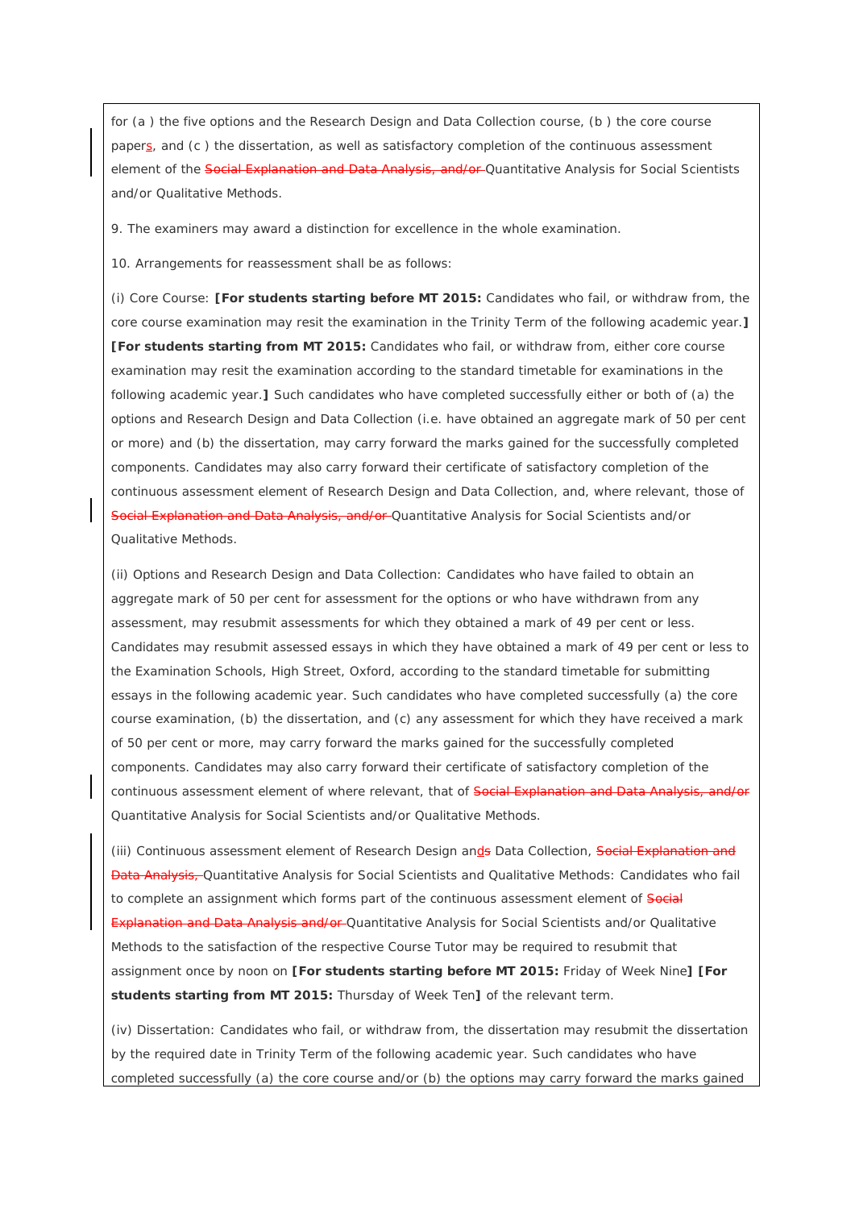for (a ) the five options and the Research Design and Data Collection course, (b ) the core course papers, and (c ) the dissertation, as well as satisfactory completion of the continuous assessment element of the ~~Social Explanation and Data Analysis, and/or~~ Quantitative Analysis for Social Scientists and/or Qualitative Methods.

9. The examiners may award a distinction for excellence in the whole examination.

10. Arrangements for reassessment shall be as follows:

(i) Core Course: **[For students starting before MT 2015:** Candidates who fail, or withdraw from, the core course examination may resit the examination in the Trinity Term of the following academic year.**]** **[For students starting from MT 2015:** Candidates who fail, or withdraw from, either core course examination may resit the examination according to the standard timetable for examinations in the following academic year.**]** Such candidates who have completed successfully either or both of (a) the options and Research Design and Data Collection (i.e. have obtained an aggregate mark of 50 per cent or more) and (b) the dissertation, may carry forward the marks gained for the successfully completed components. Candidates may also carry forward their certificate of satisfactory completion of the continuous assessment element of Research Design and Data Collection, and, where relevant, those of ~~Social Explanation and Data Analysis, and/or~~ Quantitative Analysis for Social Scientists and/or Qualitative Methods.

(ii) Options and Research Design and Data Collection: Candidates who have failed to obtain an aggregate mark of 50 per cent for assessment for the options or who have withdrawn from any assessment, may resubmit assessments for which they obtained a mark of 49 per cent or less. Candidates may resubmit assessed essays in which they have obtained a mark of 49 per cent or less to the Examination Schools, High Street, Oxford, according to the standard timetable for submitting essays in the following academic year. Such candidates who have completed successfully (a) the core course examination, (b) the dissertation, and (c) any assessment for which they have received a mark of 50 per cent or more, may carry forward the marks gained for the successfully completed components. Candidates may also carry forward their certificate of satisfactory completion of the continuous assessment element of where relevant, that of ~~Social Explanation and Data Analysis, and/or~~ Quantitative Analysis for Social Scientists and/or Qualitative Methods.

(iii) Continuous assessment element of Research Design and~~s~~ Data Collection, ~~Social Explanation and Data Analysis,~~ Quantitative Analysis for Social Scientists and Qualitative Methods: Candidates who fail to complete an assignment which forms part of the continuous assessment element of ~~Social Explanation and Data Analysis and/or~~ Quantitative Analysis for Social Scientists and/or Qualitative Methods to the satisfaction of the respective Course Tutor may be required to resubmit that assignment once by noon on **[For students starting before MT 2015:** Friday of Week Nine**]** **[For students starting from MT 2015:** Thursday of Week Ten**]** of the relevant term.

(iv) Dissertation: Candidates who fail, or withdraw from, the dissertation may resubmit the dissertation by the required date in Trinity Term of the following academic year. Such candidates who have completed successfully (a) the core course and/or (b) the options may carry forward the marks gained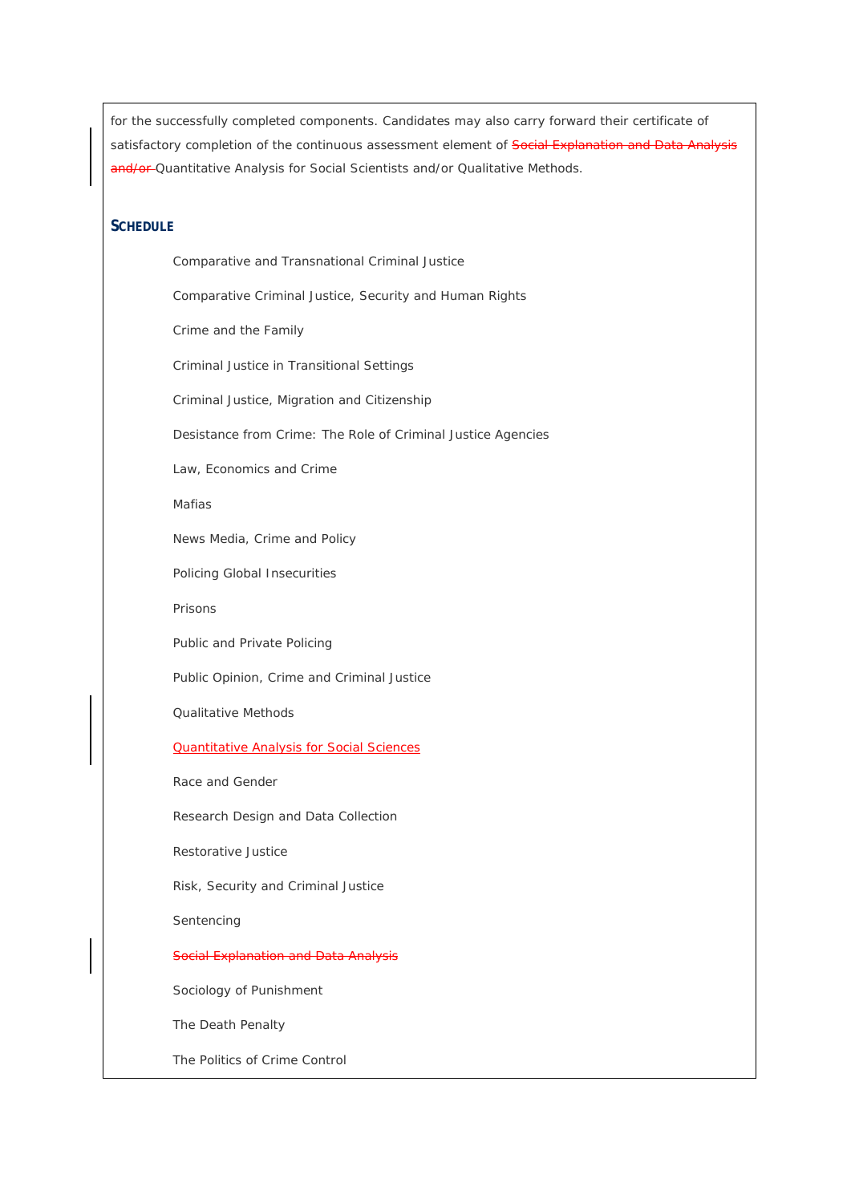for the successfully completed components. Candidates may also carry forward their certificate of satisfactory completion of the continuous assessment element of ~~Social Explanation and Data Analysis and/or~~ Quantitative Analysis for Social Scientists and/or Qualitative Methods.

## SCHEDULE

Comparative and Transnational Criminal Justice

Comparative Criminal Justice, Security and Human Rights

Crime and the Family

Criminal Justice in Transitional Settings

Criminal Justice, Migration and Citizenship

Desistance from Crime: The Role of Criminal Justice Agencies

Law, Economics and Crime

Mafias

News Media, Crime and Policy

Policing Global Insecurities

Prisons

Public and Private Policing

Public Opinion, Crime and Criminal Justice

Qualitative Methods

<u>Quantitative Analysis for Social Sciences</u>

Race and Gender

Research Design and Data Collection

Restorative Justice

Risk, Security and Criminal Justice

Sentencing

~~Social Explanation and Data Analysis~~

Sociology of Punishment

The Death Penalty

The Politics of Crime Control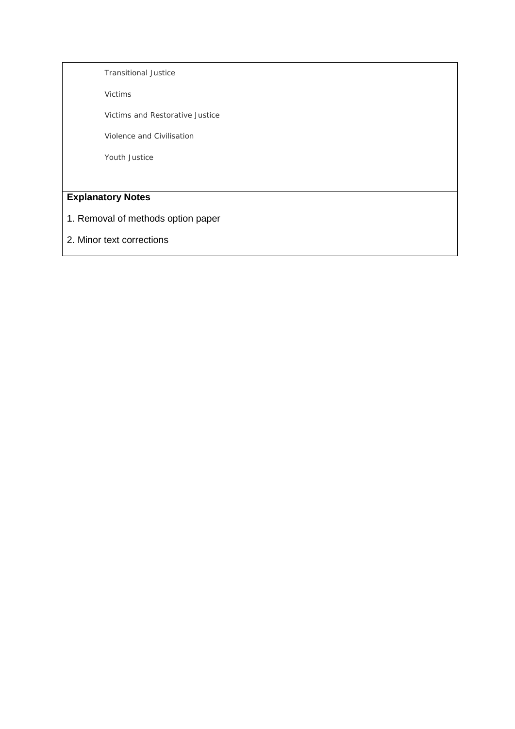Transitional Justice

Victims

Victims and Restorative Justice

Violence and Civilisation

Youth Justice

**Explanatory Notes**

1. Removal of methods option paper
2. Minor text corrections